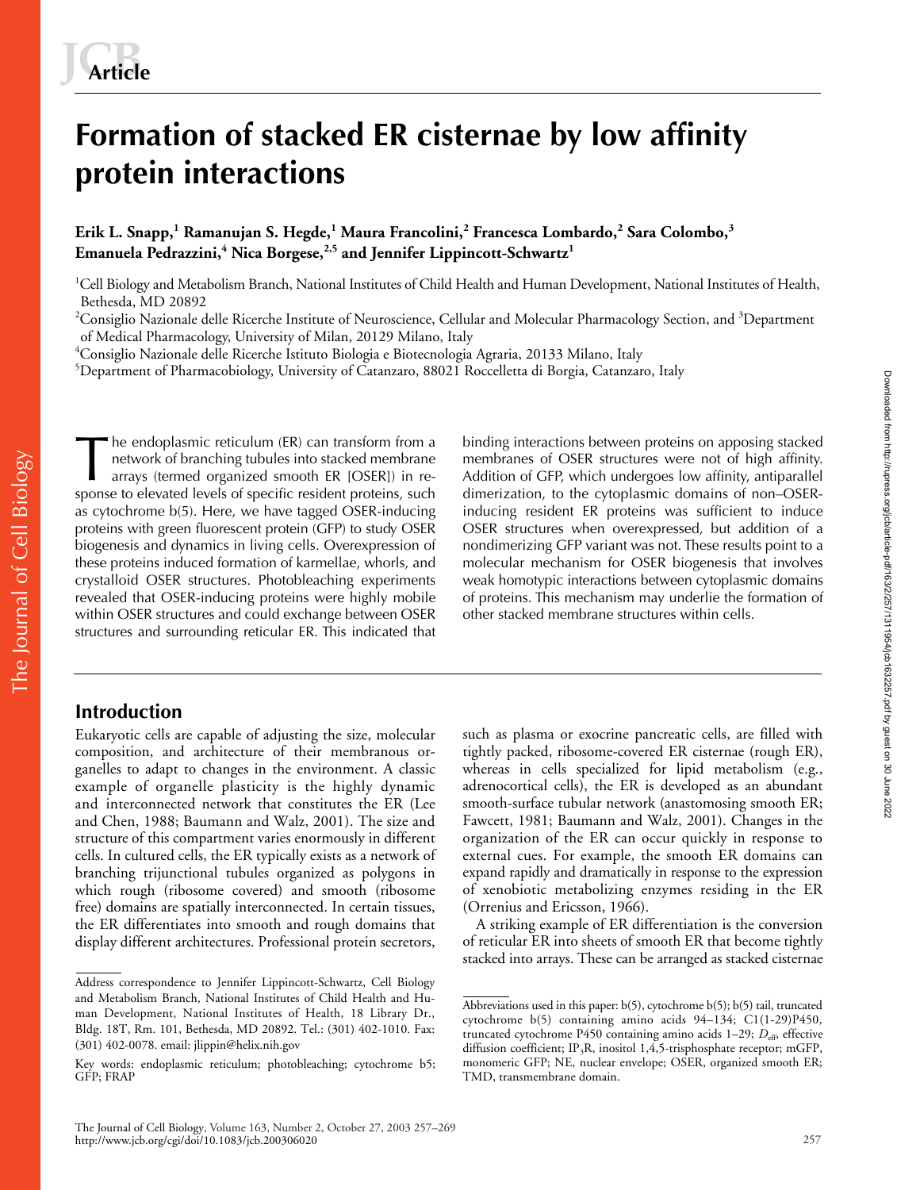# Formation of stacked ER cisternae by low affinity protein interactions

**Erik L. Snapp,[1] Ramanujan S. Hegde,[1] Maura Francolini,[2] Francesca Lombardo,[2] Sara Colombo,[3] Emanuela Pedrazzini,[4] Nica Borgese,[2,5] and Jennifer Lippincott-Schwartz[1]**

[1]Cell Biology and Metabolism Branch, National Institutes of Child Health and Human Development, National Institutes of Health, Bethesda, MD 20892

[2]Consiglio Nazionale delle Ricerche Institute of Neuroscience, Cellular and Molecular Pharmacology Section, and [3]Department of Medical Pharmacology, University of Milan, 20129 Milano, Italy

[4]Consiglio Nazionale delle Ricerche Istituto Biologia e Biotecnologia Agraria, 20133 Milano, Italy

[5]Department of Pharmacobiology, University of Catanzaro, 88021 Roccelletta di Borgia, Catanzaro, Italy

The endoplasmic reticulum (ER) can transform from a network of branching tubules into stacked membrane arrays (termed organized smooth ER [OSER]) in response to elevated levels of specific resident proteins, such as cytochrome b(5). Here, we have tagged OSER-inducing proteins with green fluorescent protein (GFP) to study OSER biogenesis and dynamics in living cells. Overexpression of these proteins induced formation of karmellae, whorls, and crystalloid OSER structures. Photobleaching experiments revealed that OSER-inducing proteins were highly mobile within OSER structures and could exchange between OSER structures and surrounding reticular ER. This indicated that binding interactions between proteins on apposing stacked membranes of OSER structures were not of high affinity. Addition of GFP, which undergoes low affinity, antiparallel dimerization, to the cytoplasmic domains of non–OSER-inducing resident ER proteins was sufficient to induce OSER structures when overexpressed, but addition of a nondimerizing GFP variant was not. These results point to a molecular mechanism for OSER biogenesis that involves weak homotypic interactions between cytoplasmic domains of proteins. This mechanism may underlie the formation of other stacked membrane structures within cells.

## Introduction

Eukaryotic cells are capable of adjusting the size, molecular composition, and architecture of their membranous organelles to adapt to changes in the environment. A classic example of organelle plasticity is the highly dynamic and interconnected network that constitutes the ER (Lee and Chen, 1988; Baumann and Walz, 2001). The size and structure of this compartment varies enormously in different cells. In cultured cells, the ER typically exists as a network of branching trijunctional tubules organized as polygons in which rough (ribosome covered) and smooth (ribosome free) domains are spatially interconnected. In certain tissues, the ER differentiates into smooth and rough domains that display different architectures. Professional protein secretors, such as plasma or exocrine pancreatic cells, are filled with tightly packed, ribosome-covered ER cisternae (rough ER), whereas in cells specialized for lipid metabolism (e.g., adrenocortical cells), the ER is developed as an abundant smooth-surface tubular network (anastomosing smooth ER; Fawcett, 1981; Baumann and Walz, 2001). Changes in the organization of the ER can occur quickly in response to external cues. For example, the smooth ER domains can expand rapidly and dramatically in response to the expression of xenobiotic metabolizing enzymes residing in the ER (Orrenius and Ericsson, 1966).

A striking example of ER differentiation is the conversion of reticular ER into sheets of smooth ER that become tightly stacked into arrays. These can be arranged as stacked cisternae

Address correspondence to Jennifer Lippincott-Schwartz, Cell Biology and Metabolism Branch, National Institutes of Child Health and Human Development, National Institutes of Health, 18 Library Dr., Bldg. 18T, Rm. 101, Bethesda, MD 20892. Tel.: (301) 402-1010. Fax: (301) 402-0078. email: jlippin@helix.nih.gov

Key words: endoplasmic reticulum; photobleaching; cytochrome b5; GFP; FRAP

Abbreviations used in this paper: b(5), cytochrome b(5); b(5) tail, truncated cytochrome b(5) containing amino acids 94–134; C1(1-29)P450, truncated cytochrome P450 containing amino acids 1–29; $D_{eff}$, effective diffusion coefficient; $IP_3R$, inositol 1,4,5-trisphosphate receptor; mGFP, monomeric GFP; NE, nuclear envelope; OSER, organized smooth ER; TMD, transmembrane domain.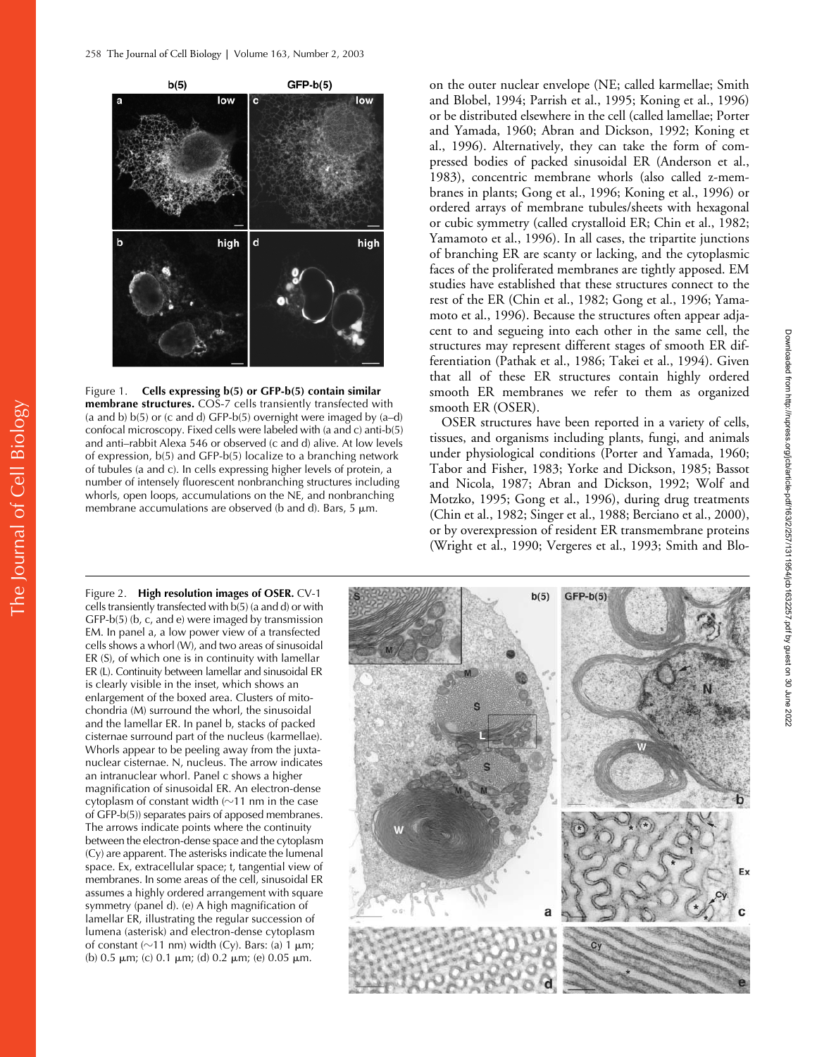Figure 1. **Cells expressing b(5) or GFP-b(5) contain similar membrane structures.** COS-7 cells transiently transfected with (a and b) b(5) or (c and d) GFP-b(5) overnight were imaged by (a–d) confocal microscopy. Fixed cells were labeled with (a and c) anti-b(5) and anti–rabbit Alexa 546 or observed (c and d) alive. At low levels of expression, b(5) and GFP-b(5) localize to a branching network of tubules (a and c). In cells expressing higher levels of protein, a number of intensely fluorescent nonbranching structures including whorls, open loops, accumulations on the NE, and nonbranching membrane accumulations are observed (b and d). Bars, 5 μm.

on the outer nuclear envelope (NE; called karmellae; Smith and Blobel, 1994; Parrish et al., 1995; Koning et al., 1996) or be distributed elsewhere in the cell (called lamellae; Porter and Yamada, 1960; Abran and Dickson, 1992; Koning et al., 1996). Alternatively, they can take the form of compressed bodies of packed sinusoidal ER (Anderson et al., 1983), concentric membrane whorls (also called z-membranes in plants; Gong et al., 1996; Koning et al., 1996) or ordered arrays of membrane tubules/sheets with hexagonal or cubic symmetry (called crystalloid ER; Chin et al., 1982; Yamamoto et al., 1996). In all cases, the tripartite junctions of branching ER are scanty or lacking, and the cytoplasmic faces of the proliferated membranes are tightly apposed. EM studies have established that these structures connect to the rest of the ER (Chin et al., 1982; Gong et al., 1996; Yamamoto et al., 1996). Because the structures often appear adjacent to and segueing into each other in the same cell, the structures may represent different stages of smooth ER differentiation (Pathak et al., 1986; Takei et al., 1994). Given that all of these ER structures contain highly ordered smooth ER membranes we refer to them as organized smooth ER (OSER).

OSER structures have been reported in a variety of cells, tissues, and organisms including plants, fungi, and animals under physiological conditions (Porter and Yamada, 1960; Tabor and Fisher, 1983; Yorke and Dickson, 1985; Bassot and Nicola, 1987; Abran and Dickson, 1992; Wolf and Motzko, 1995; Gong et al., 1996), during drug treatments (Chin et al., 1982; Singer et al., 1988; Berciano et al., 2000), or by overexpression of resident ER transmembrane proteins (Wright et al., 1990; Vergeres et al., 1993; Smith and Blo-

Figure 2. **High resolution images of OSER.** CV-1 cells transiently transfected with b(5) (a and d) or with GFP-b(5) (b, c, and e) were imaged by transmission EM. In panel a, a low power view of a transfected cells shows a whorl (W), and two areas of sinusoidal ER (S), of which one is in continuity with lamellar ER (L). Continuity between lamellar and sinusoidal ER is clearly visible in the inset, which shows an enlargement of the boxed area. Clusters of mitochondria (M) surround the whorl, the sinusoidal and the lamellar ER. In panel b, stacks of packed cisternae surround part of the nucleus (karmellae). Whorls appear to be peeling away from the juxtanuclear cisternae. N, nucleus. The arrow indicates an intranuclear whorl. Panel c shows a higher magnification of sinusoidal ER. An electron-dense cytoplasm of constant width (~11 nm in the case of GFP-b(5)) separates pairs of apposed membranes. The arrows indicate points where the continuity between the electron-dense space and the cytoplasm (Cy) are apparent. The asterisks indicate the lumenal space. Ex, extracellular space; t, tangential view of membranes. In some areas of the cell, sinusoidal ER assumes a highly ordered arrangement with square symmetry (panel d). (e) A high magnification of lamellar ER, illustrating the regular succession of lumena (asterisk) and electron-dense cytoplasm of constant (~11 nm) width (Cy). Bars: (a) 1 μm; (b) 0.5 μm; (c) 0.1 μm; (d) 0.2 μm; (e) 0.05 μm.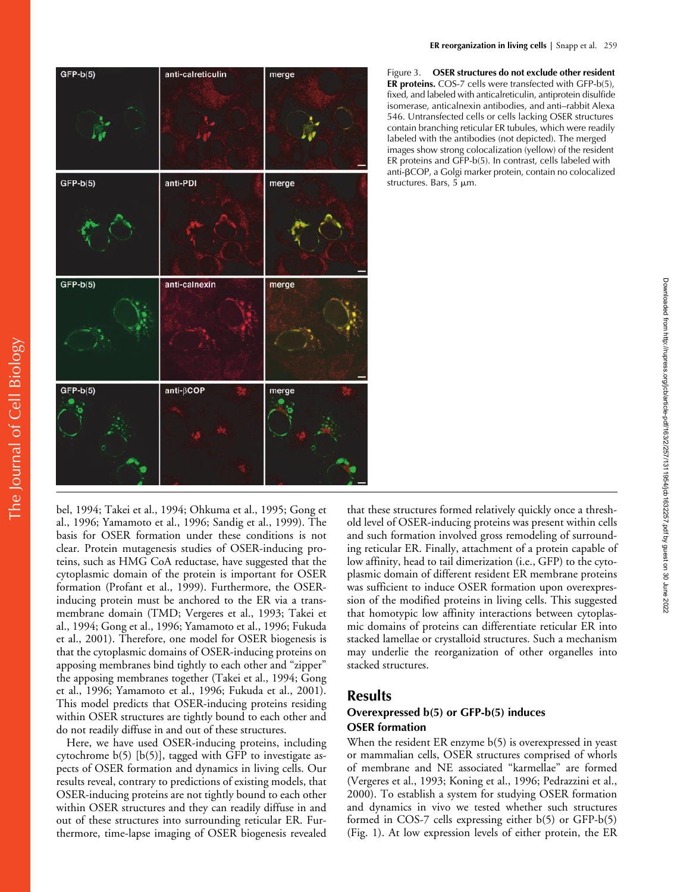GFP-b(5)

anti-calreticulin

merge

GFP-b(5)

anti-PDI

merge

GFP-b(5)

anti-calnexin

merge

GFP-b(5)

anti-βCOP

merge

Figure 3. **OSER structures do not exclude other resident ER proteins.** COS-7 cells were transfected with GFP-b(5), fixed, and labeled with anticalreticulin, antiprotein disulfide isomerase, anticalnexin antibodies, and anti–rabbit Alexa 546. Untransfected cells or cells lacking OSER structures contain branching reticular ER tubules, which were readily labeled with the antibodies (not depicted). The merged images show strong colocalization (yellow) of the resident ER proteins and GFP-b(5). In contrast, cells labeled with anti-βCOP, a Golgi marker protein, contain no colocalized structures. Bars, 5 μm.

bel, 1994; Takei et al., 1994; Ohkuma et al., 1995; Gong et al., 1996; Yamamoto et al., 1996; Sandig et al., 1999). The basis for OSER formation under these conditions is not clear. Protein mutagenesis studies of OSER-inducing proteins, such as HMG CoA reductase, have suggested that the cytoplasmic domain of the protein is important for OSER formation (Profant et al., 1999). Furthermore, the OSER-inducing protein must be anchored to the ER via a transmembrane domain (TMD; Vergeres et al., 1993; Takei et al., 1994; Gong et al., 1996; Yamamoto et al., 1996; Fukuda et al., 2001). Therefore, one model for OSER biogenesis is that the cytoplasmic domains of OSER-inducing proteins on apposing membranes bind tightly to each other and "zipper" the apposing membranes together (Takei et al., 1994; Gong et al., 1996; Yamamoto et al., 1996; Fukuda et al., 2001). This model predicts that OSER-inducing proteins residing within OSER structures are tightly bound to each other and do not readily diffuse in and out of these structures.

Here, we have used OSER-inducing proteins, including cytochrome b(5) [b(5)], tagged with GFP to investigate aspects of OSER formation and dynamics in living cells. Our results reveal, contrary to predictions of existing models, that OSER-inducing proteins are not tightly bound to each other within OSER structures and they can readily diffuse in and out of these structures into surrounding reticular ER. Furthermore, time-lapse imaging of OSER biogenesis revealed that these structures formed relatively quickly once a threshold level of OSER-inducing proteins was present within cells and such formation involved gross remodeling of surrounding reticular ER. Finally, attachment of a protein capable of low affinity, head to tail dimerization (i.e., GFP) to the cytoplasmic domain of different resident ER membrane proteins was sufficient to induce OSER formation upon overexpression of the modified proteins in living cells. This suggested that homotypic low affinity interactions between cytoplasmic domains of proteins can differentiate reticular ER into stacked lamellae or crystalloid structures. Such a mechanism may underlie the reorganization of other organelles into stacked structures.

## Results

### Overexpressed b(5) or GFP-b(5) induces OSER formation

When the resident ER enzyme b(5) is overexpressed in yeast or mammalian cells, OSER structures comprised of whorls of membrane and NE associated "karmellae" are formed (Vergeres et al., 1993; Koning et al., 1996; Pedrazzini et al., 2000). To establish a system for studying OSER formation and dynamics in vivo we tested whether such structures formed in COS-7 cells expressing either b(5) or GFP-b(5) (Fig. 1). At low expression levels of either protein, the ER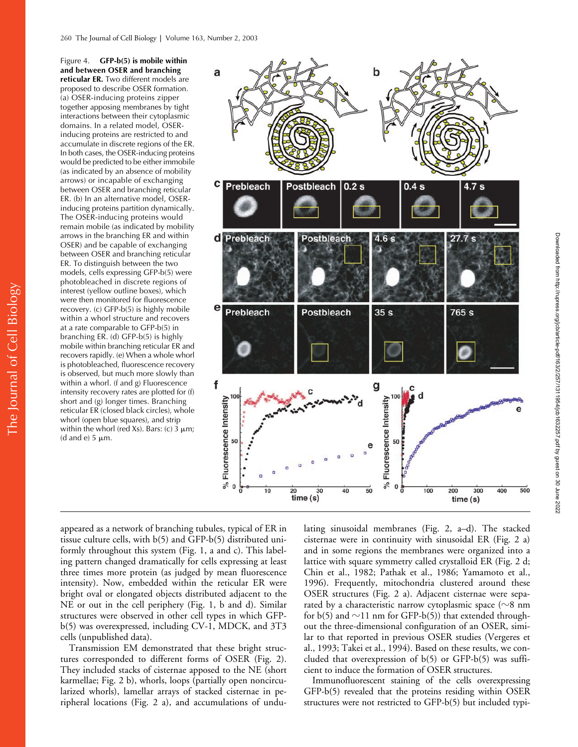Figure 4. **GFP-b(5) is mobile within and between OSER and branching reticular ER.** Two different models are proposed to describe OSER formation. (a) OSER-inducing proteins zipper together apposing membranes by tight interactions between their cytoplasmic domains. In a related model, OSER-inducing proteins are restricted to and accumulate in discrete regions of the ER. In both cases, the OSER-inducing proteins would be predicted to be either immobile (as indicated by an absence of mobility arrows) or incapable of exchanging between OSER and branching reticular ER. (b) In an alternative model, OSER-inducing proteins partition dynamically. The OSER-inducing proteins would remain mobile (as indicated by mobility arrows in the branching ER and within OSER) and be capable of exchanging between OSER and branching reticular ER. To distinguish between the two models, cells expressing GFP-b(5) were photobleached in discrete regions of interest (yellow outline boxes), which were then monitored for fluorescence recovery. (c) GFP-b(5) is highly mobile within a whorl structure and recovers at a rate comparable to GFP-b(5) in branching ER. (d) GFP-b(5) is highly mobile within branching reticular ER and recovers rapidly. (e) When a whole whorl is photobleached, fluorescence recovery is observed, but much more slowly than within a whorl. (f and g) Fluorescence intensity recovery rates are plotted for (f) short and (g) longer times. Branching reticular ER (closed black circles), whole whorl (open blue squares), and strip within the whorl (red Xs). Bars: (c) 3 μm; (d and e) 5 μm.

appeared as a network of branching tubules, typical of ER in tissue culture cells, with b(5) and GFP-b(5) distributed uniformly throughout this system (Fig. 1, a and c). This labeling pattern changed dramatically for cells expressing at least three times more protein (as judged by mean fluorescence intensity). Now, embedded within the reticular ER were bright oval or elongated objects distributed adjacent to the NE or out in the cell periphery (Fig. 1, b and d). Similar structures were observed in other cell types in which GFP-b(5) was overexpressed, including CV-1, MDCK, and 3T3 cells (unpublished data).

Transmission EM demonstrated that these bright structures corresponded to different forms of OSER (Fig. 2). They included stacks of cisternae apposed to the NE (short karmellae; Fig. 2 b), whorls, loops (partially open noncircularized whorls), lamellar arrays of stacked cisternae in peripheral locations (Fig. 2 a), and accumulations of undulating sinusoidal membranes (Fig. 2, a–d). The stacked cisternae were in continuity with sinusoidal ER (Fig. 2 a) and in some regions the membranes were organized into a lattice with square symmetry called crystalloid ER (Fig. 2 d; Chin et al., 1982; Pathak et al., 1986; Yamamoto et al., 1996). Frequently, mitochondria clustered around these OSER structures (Fig. 2 a). Adjacent cisternae were separated by a characteristic narrow cytoplasmic space (~8 nm for b(5) and ~11 nm for GFP-b(5)) that extended throughout the three-dimensional configuration of an OSER, similar to that reported in previous OSER studies (Vergeres et al., 1993; Takei et al., 1994). Based on these results, we concluded that overexpression of b(5) or GFP-b(5) was sufficient to induce the formation of OSER structures.

Immunofluorescent staining of the cells overexpressing GFP-b(5) revealed that the proteins residing within OSER structures were not restricted to GFP-b(5) but included typi-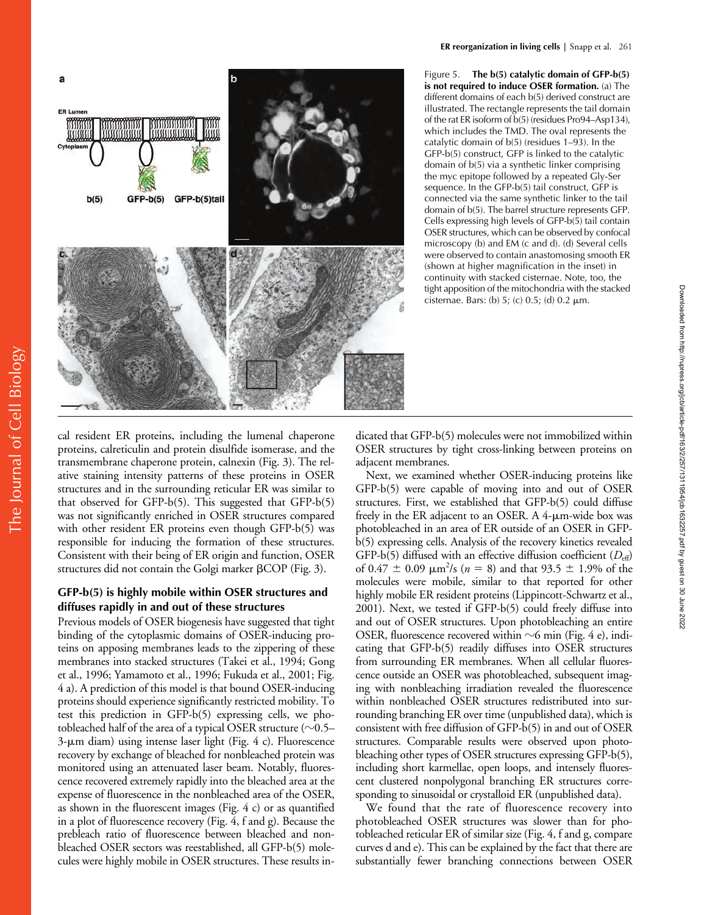a

ER Lumen

Cytoplasm

b(5) GFP-b(5) GFP-b(5)tail

b

c

d

Figure 5. **The b(5) catalytic domain of GFP-b(5) is not required to induce OSER formation.** (a) The different domains of each b(5) derived construct are illustrated. The rectangle represents the tail domain of the rat ER isoform of b(5) (residues Pro94–Asp134), which includes the TMD. The oval represents the catalytic domain of b(5) (residues 1–93). In the GFP-b(5) construct, GFP is linked to the catalytic domain of b(5) via a synthetic linker comprising the myc epitope followed by a repeated Gly-Ser sequence. In the GFP-b(5) tail construct, GFP is connected via the same synthetic linker to the tail domain of b(5). The barrel structure represents GFP. Cells expressing high levels of GFP-b(5) tail contain OSER structures, which can be observed by confocal microscopy (b) and EM (c and d). (d) Several cells were observed to contain anastomosing smooth ER (shown at higher magnification in the inset) in continuity with stacked cisternae. Note, too, the tight apposition of the mitochondria with the stacked cisternae. Bars: (b) 5; (c) 0.5; (d) 0.2 μm.

cal resident ER proteins, including the lumenal chaperone proteins, calreticulin and protein disulfide isomerase, and the transmembrane chaperone protein, calnexin (Fig. 3). The relative staining intensity patterns of these proteins in OSER structures and in the surrounding reticular ER was similar to that observed for GFP-b(5). This suggested that GFP-b(5) was not significantly enriched in OSER structures compared with other resident ER proteins even though GFP-b(5) was responsible for inducing the formation of these structures. Consistent with their being of ER origin and function, OSER structures did not contain the Golgi marker βCOP (Fig. 3).

### GFP-b(5) is highly mobile within OSER structures and diffuses rapidly in and out of these structures

Previous models of OSER biogenesis have suggested that tight binding of the cytoplasmic domains of OSER-inducing proteins on apposing membranes leads to the zippering of these membranes into stacked structures (Takei et al., 1994; Gong et al., 1996; Yamamoto et al., 1996; Fukuda et al., 2001; Fig. 4 a). A prediction of this model is that bound OSER-inducing proteins should experience significantly restricted mobility. To test this prediction in GFP-b(5) expressing cells, we photobleached half of the area of a typical OSER structure (~0.5–3-μm diam) using intense laser light (Fig. 4 c). Fluorescence recovery by exchange of bleached for nonbleached protein was monitored using an attenuated laser beam. Notably, fluorescence recovered extremely rapidly into the bleached area at the expense of fluorescence in the nonbleached area of the OSER, as shown in the fluorescent images (Fig. 4 c) or as quantified in a plot of fluorescence recovery (Fig. 4, f and g). Because the prebleach ratio of fluorescence between bleached and nonbleached OSER sectors was reestablished, all GFP-b(5) molecules were highly mobile in OSER structures. These results indicated that GFP-b(5) molecules were not immobilized within OSER structures by tight cross-linking between proteins on adjacent membranes.

Next, we examined whether OSER-inducing proteins like GFP-b(5) were capable of moving into and out of OSER structures. First, we established that GFP-b(5) could diffuse freely in the ER adjacent to an OSER. A 4-μm-wide box was photobleached in an area of ER outside of an OSER in GFP-b(5) expressing cells. Analysis of the recovery kinetics revealed GFP-b(5) diffused with an effective diffusion coefficient ($D_{eff}$) of 0.47 ± 0.09 μm$^2$/s ($n$ = 8) and that 93.5 ± 1.9% of the molecules were mobile, similar to that reported for other highly mobile ER resident proteins (Lippincott-Schwartz et al., 2001). Next, we tested if GFP-b(5) could freely diffuse into and out of OSER structures. Upon photobleaching an entire OSER, fluorescence recovered within ~6 min (Fig. 4 e), indicating that GFP-b(5) readily diffuses into OSER structures from surrounding ER membranes. When all cellular fluorescence outside an OSER was photobleached, subsequent imaging with nonbleaching irradiation revealed the fluorescence within nonbleached OSER structures redistributed into surrounding branching ER over time (unpublished data), which is consistent with free diffusion of GFP-b(5) in and out of OSER structures. Comparable results were observed upon photobleaching other types of OSER structures expressing GFP-b(5), including short karmellae, open loops, and intensely fluorescent clustered nonpolygonal branching ER structures corresponding to sinusoidal or crystalloid ER (unpublished data).

We found that the rate of fluorescence recovery into photobleached OSER structures was slower than for photobleached reticular ER of similar size (Fig. 4, f and g, compare curves d and e). This can be explained by the fact that there are substantially fewer branching connections between OSER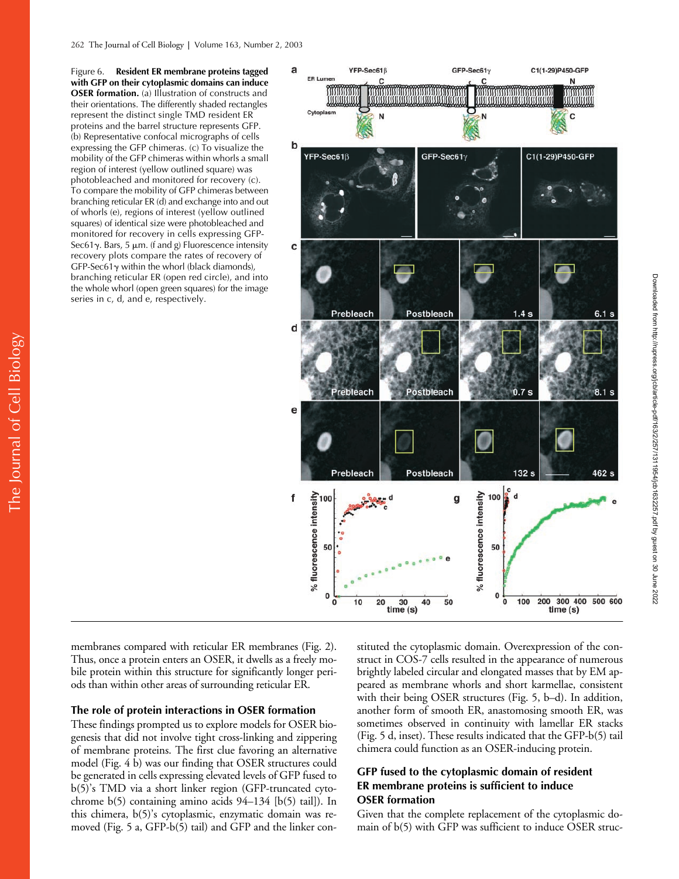Figure 6. **Resident ER membrane proteins tagged with GFP on their cytoplasmic domains can induce OSER formation.** (a) Illustration of constructs and their orientations. The differently shaded rectangles represent the distinct single TMD resident ER proteins and the barrel structure represents GFP. (b) Representative confocal micrographs of cells expressing the GFP chimeras. (c) To visualize the mobility of the GFP chimeras within whorls a small region of interest (yellow outlined square) was photobleached and monitored for recovery (c). To compare the mobility of GFP chimeras between branching reticular ER (d) and exchange into and out of whorls (e), regions of interest (yellow outlined squares) of identical size were photobleached and monitored for recovery in cells expressing GFP-Sec61γ. Bars, 5 μm. (f and g) Fluorescence intensity recovery plots compare the rates of recovery of GFP-Sec61γ within the whorl (black diamonds), branching reticular ER (open red circle), and into the whole whorl (open green squares) for the image series in c, d, and e, respectively.

membranes compared with reticular ER membranes (Fig. 2). Thus, once a protein enters an OSER, it dwells as a freely mobile protein within this structure for significantly longer periods than within other areas of surrounding reticular ER.

### The role of protein interactions in OSER formation

These findings prompted us to explore models for OSER biogenesis that did not involve tight cross-linking and zippering of membrane proteins. The first clue favoring an alternative model (Fig. 4 b) was our finding that OSER structures could be generated in cells expressing elevated levels of GFP fused to b(5)'s TMD via a short linker region (GFP-truncated cytochrome b(5) containing amino acids 94–134 [b(5) tail]). In this chimera, b(5)'s cytoplasmic, enzymatic domain was removed (Fig. 5 a, GFP-b(5) tail) and GFP and the linker constituted the cytoplasmic domain. Overexpression of the construct in COS-7 cells resulted in the appearance of numerous brightly labeled circular and elongated masses that by EM appeared as membrane whorls and short karmellae, consistent with their being OSER structures (Fig. 5, b–d). In addition, another form of smooth ER, anastomosing smooth ER, was sometimes observed in continuity with lamellar ER stacks (Fig. 5 d, inset). These results indicated that the GFP-b(5) tail chimera could function as an OSER-inducing protein.

### GFP fused to the cytoplasmic domain of resident ER membrane proteins is sufficient to induce OSER formation

Given that the complete replacement of the cytoplasmic domain of b(5) with GFP was sufficient to induce OSER struc-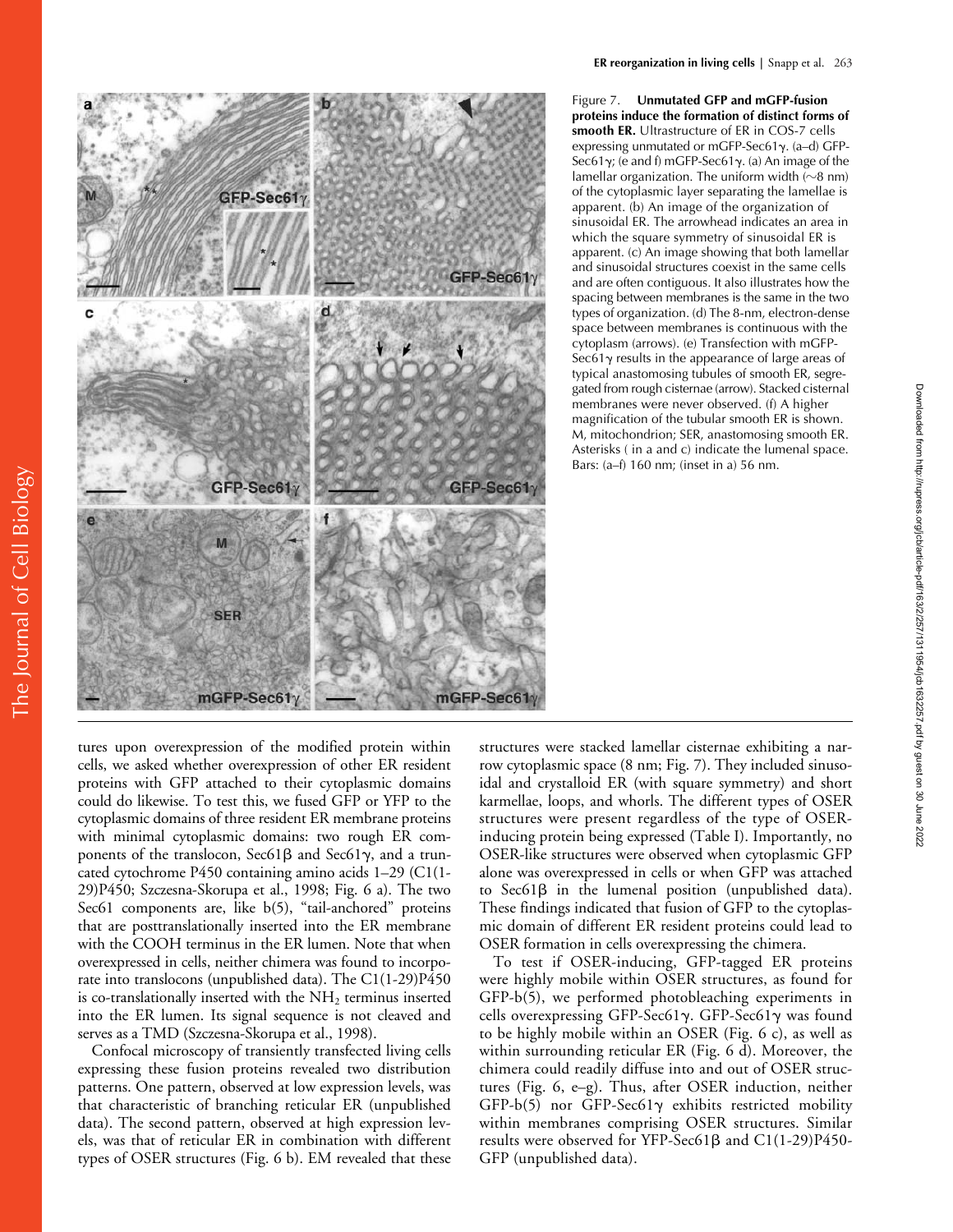Figure 7. **Unmutated GFP and mGFP-fusion proteins induce the formation of distinct forms of smooth ER.** Ultrastructure of ER in COS-7 cells expressing unmutated or mGFP-Sec61γ. (a–d) GFP-Sec61γ; (e and f) mGFP-Sec61γ. (a) An image of the lamellar organization. The uniform width (~8 nm) of the cytoplasmic layer separating the lamellae is apparent. (b) An image of the organization of sinusoidal ER. The arrowhead indicates an area in which the square symmetry of sinusoidal ER is apparent. (c) An image showing that both lamellar and sinusoidal structures coexist in the same cells and are often contiguous. It also illustrates how the spacing between membranes is the same in the two types of organization. (d) The 8-nm, electron-dense space between membranes is continuous with the cytoplasm (arrows). (e) Transfection with mGFP-Sec61γ results in the appearance of large areas of typical anastomosing tubules of smooth ER, segregated from rough cisternae (arrow). Stacked cisternal membranes were never observed. (f) A higher magnification of the tubular smooth ER is shown. M, mitochondrion; SER, anastomosing smooth ER. Asterisks ( in a and c) indicate the lumenal space. Bars: (a–f) 160 nm; (inset in a) 56 nm.

tures upon overexpression of the modified protein within cells, we asked whether overexpression of other ER resident proteins with GFP attached to their cytoplasmic domains could do likewise. To test this, we fused GFP or YFP to the cytoplasmic domains of three resident ER membrane proteins with minimal cytoplasmic domains: two rough ER components of the translocon, Sec61β and Sec61γ, and a truncated cytochrome P450 containing amino acids 1–29 (C1(1-29)P450; Szczesna-Skorupa et al., 1998; Fig. 6 a). The two Sec61 components are, like b(5), "tail-anchored" proteins that are posttranslationally inserted into the ER membrane with the COOH terminus in the ER lumen. Note that when overexpressed in cells, neither chimera was found to incorporate into translocons (unpublished data). The C1(1-29)P450 is co-translationally inserted with the $NH_2$ terminus inserted into the ER lumen. Its signal sequence is not cleaved and serves as a TMD (Szczesna-Skorupa et al., 1998).

Confocal microscopy of transiently transfected living cells expressing these fusion proteins revealed two distribution patterns. One pattern, observed at low expression levels, was that characteristic of branching reticular ER (unpublished data). The second pattern, observed at high expression levels, was that of reticular ER in combination with different types of OSER structures (Fig. 6 b). EM revealed that these structures were stacked lamellar cisternae exhibiting a narrow cytoplasmic space (8 nm; Fig. 7). They included sinusoidal and crystalloid ER (with square symmetry) and short karmellae, loops, and whorls. The different types of OSER structures were present regardless of the type of OSER-inducing protein being expressed (Table I). Importantly, no OSER-like structures were observed when cytoplasmic GFP alone was overexpressed in cells or when GFP was attached to Sec61β in the lumenal position (unpublished data). These findings indicated that fusion of GFP to the cytoplasmic domain of different ER resident proteins could lead to OSER formation in cells overexpressing the chimera.

To test if OSER-inducing, GFP-tagged ER proteins were highly mobile within OSER structures, as found for GFP-b(5), we performed photobleaching experiments in cells overexpressing GFP-Sec61γ. GFP-Sec61γ was found to be highly mobile within an OSER (Fig. 6 c), as well as within surrounding reticular ER (Fig. 6 d). Moreover, the chimera could readily diffuse into and out of OSER structures (Fig. 6, e–g). Thus, after OSER induction, neither GFP-b(5) nor GFP-Sec61γ exhibits restricted mobility within membranes comprising OSER structures. Similar results were observed for YFP-Sec61β and C1(1-29)P450-GFP (unpublished data).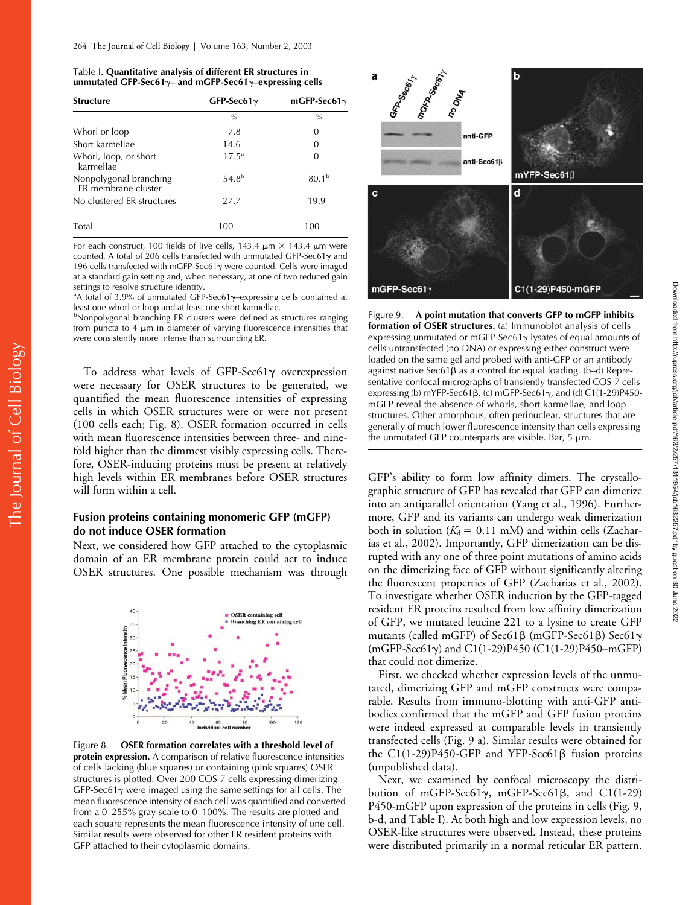Table I. **Quantitative analysis of different ER structures in unmutated GFP-Sec61γ– and mGFP-Sec61γ–expressing cells**

| Structure | GFP-Sec61γ | mGFP-Sec61γ |
|---|---|---|
| | % | % |
| Whorl or loop | 7.8 | 0 |
| Short karmellae | 14.6 | 0 |
| Whorl, loop, or short karmellae | 17.5[a] | 0 |
| Nonpolygonal branching ER membrane cluster | 54.8[b] | 80.1[b] |
| No clustered ER structures | 27.7 | 19.9 |
| Total | 100 | 100 |

For each construct, 100 fields of live cells, 143.4 μm × 143.4 μm were counted. A total of 206 cells transfected with unmutated GFP-Sec61γ and 196 cells transfected with mGFP-Sec61γ were counted. Cells were imaged at a standard gain setting and, when necessary, at one of two reduced gain settings to resolve structure identity.

[a]A total of 3.9% of unmutated GFP-Sec61γ–expressing cells contained at least one whorl or loop and at least one short karmellae.

[b]Nonpolygonal branching ER clusters were defined as structures ranging from puncta to 4 μm in diameter of varying fluorescence intensities that were consistently more intense than surrounding ER.

To address what levels of GFP-Sec61γ overexpression were necessary for OSER structures to be generated, we quantified the mean fluorescence intensities of expressing cells in which OSER structures were or were not present (100 cells each; Fig. 8). OSER formation occurred in cells with mean fluorescence intensities between three- and ninefold higher than the dimmest visibly expressing cells. Therefore, OSER-inducing proteins must be present at relatively high levels within ER membranes before OSER structures will form within a cell.

## Fusion proteins containing monomeric GFP (mGFP) do not induce OSER formation

Next, we considered how GFP attached to the cytoplasmic domain of an ER membrane protein could act to induce OSER structures. One possible mechanism was through GFP's ability to form low affinity dimers. The crystallographic structure of GFP has revealed that GFP can dimerize into an antiparallel orientation (Yang et al., 1996). Furthermore, GFP and its variants can undergo weak dimerization both in solution ($K_d$ = 0.11 mM) and within cells (Zacharias et al., 2002). Importantly, GFP dimerization can be disrupted with any one of three point mutations of amino acids on the dimerizing face of GFP without significantly altering the fluorescent properties of GFP (Zacharias et al., 2002). To investigate whether OSER induction by the GFP-tagged resident ER proteins resulted from low affinity dimerization of GFP, we mutated leucine 221 to a lysine to create GFP mutants (called mGFP) of Sec61β (mGFP-Sec61β) Sec61γ (mGFP-Sec61γ) and C1(1-29)P450 (C1(1-29)P450–mGFP) that could not dimerize.

First, we checked whether expression levels of the unmutated, dimerizing GFP and mGFP constructs were comparable. Results from immuno-blotting with anti-GFP antibodies confirmed that the mGFP and GFP fusion proteins were indeed expressed at comparable levels in transiently transfected cells (Fig. 9 a). Similar results were obtained for the C1(1-29)P450-GFP and YFP-Sec61β fusion proteins (unpublished data).

Next, we examined by confocal microscopy the distribution of mGFP-Sec61γ, mGFP-Sec61β, and C1(1-29) P450-mGFP upon expression of the proteins in cells (Fig. 9, b-d, and Table I). At both high and low expression levels, no OSER-like structures were observed. Instead, these proteins were distributed primarily in a normal reticular ER pattern.

OSER containing cell
Branching ER containing cell
% Mean Fluorescence Intensity
Individual cell number
0 20 40 60 80 100 120
0 5 10 15 20 25 30 35 40

Figure 8. **OSER formation correlates with a threshold level of protein expression.** A comparison of relative fluorescence intensities of cells lacking (blue squares) or containing (pink squares) OSER structures is plotted. Over 200 COS-7 cells expressing dimerizing GFP-Sec61γ were imaged using the same settings for all cells. The mean fluorescence intensity of each cell was quantified and converted from a 0–255% gray scale to 0–100%. The results are plotted and each square represents the mean fluorescence intensity of one cell. Similar results were observed for other ER resident proteins with GFP attached to their cytoplasmic domains.

a GFP-Sec61γ mGFP-Sec61γ no DNA anti-GFP anti-Sec61β
b mYFP-Sec61β
c mGFP-Sec61γ
d C1(1-29)P450-mGFP

Figure 9. **A point mutation that converts GFP to mGFP inhibits formation of OSER structures.** (a) Immunoblot analysis of cells expressing unmutated or mGFP-Sec61γ lysates of equal amounts of cells untransfected (no DNA) or expressing either construct were loaded on the same gel and probed with anti-GFP or an antibody against native Sec61β as a control for equal loading. (b–d) Representative confocal micrographs of transiently transfected COS-7 cells expressing (b) mYFP-Sec61β, (c) mGFP-Sec61γ, and (d) C1(1-29)P450-mGFP reveal the absence of whorls, short karmellae, and loop structures. Other amorphous, often perinuclear, structures that are generally of much lower fluorescence intensity than cells expressing the unmutated GFP counterparts are visible. Bar, 5 μm.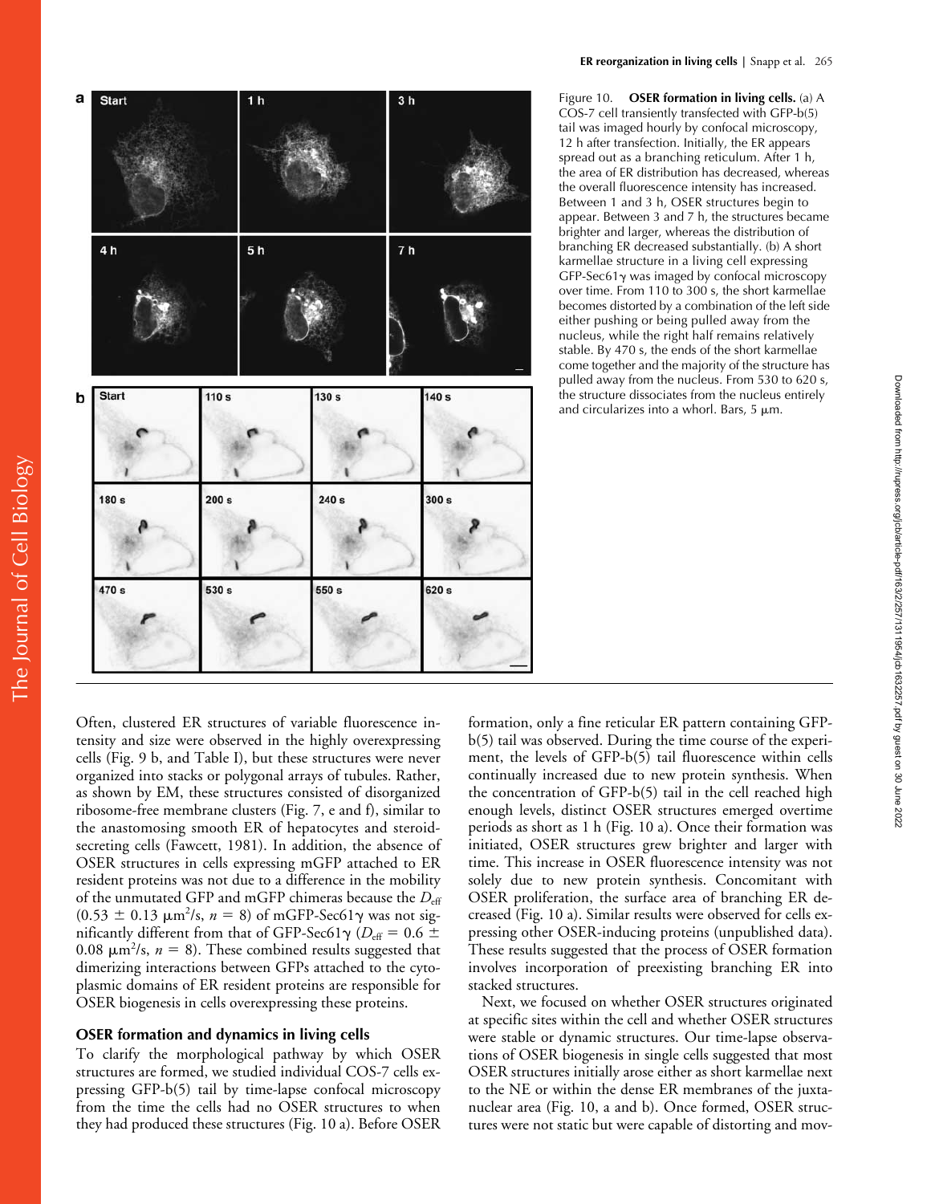a

Start

1 h

3 h

4 h

5 h

7 h

b

Start

110 s

130 s

140 s

180 s

200 s

240 s

300 s

470 s

530 s

550 s

620 s

Figure 10. **OSER formation in living cells.** (a) A COS-7 cell transiently transfected with GFP-b(5) tail was imaged hourly by confocal microscopy, 12 h after transfection. Initially, the ER appears spread out as a branching reticulum. After 1 h, the area of ER distribution has decreased, whereas the overall fluorescence intensity has increased. Between 1 and 3 h, OSER structures begin to appear. Between 3 and 7 h, the structures became brighter and larger, whereas the distribution of branching ER decreased substantially. (b) A short karmellae structure in a living cell expressing GFP-Sec61γ was imaged by confocal microscopy over time. From 110 to 300 s, the short karmellae becomes distorted by a combination of the left side either pushing or being pulled away from the nucleus, while the right half remains relatively stable. By 470 s, the ends of the short karmellae come together and the majority of the structure has pulled away from the nucleus. From 530 to 620 s, the structure dissociates from the nucleus entirely and circularizes into a whorl. Bars, 5 μm.

Often, clustered ER structures of variable fluorescence intensity and size were observed in the highly overexpressing cells (Fig. 9 b, and Table I), but these structures were never organized into stacks or polygonal arrays of tubules. Rather, as shown by EM, these structures consisted of disorganized ribosome-free membrane clusters (Fig. 7, e and f), similar to the anastomosing smooth ER of hepatocytes and steroid-secreting cells (Fawcett, 1981). In addition, the absence of OSER structures in cells expressing mGFP attached to ER resident proteins was not due to a difference in the mobility of the unmutated GFP and mGFP chimeras because the $D_{eff}$ ($0.53 \pm 0.13$ μm$^2$/s, $n = 8$) of mGFP-Sec61γ was not significantly different from that of GFP-Sec61γ ($D_{eff} = 0.6 \pm 0.08$ μm$^2$/s, $n = 8$). These combined results suggested that dimerizing interactions between GFPs attached to the cytoplasmic domains of ER resident proteins are responsible for OSER biogenesis in cells overexpressing these proteins.

### OSER formation and dynamics in living cells

To clarify the morphological pathway by which OSER structures are formed, we studied individual COS-7 cells expressing GFP-b(5) tail by time-lapse confocal microscopy from the time the cells had no OSER structures to when they had produced these structures (Fig. 10 a). Before OSER formation, only a fine reticular ER pattern containing GFP-b(5) tail was observed. During the time course of the experiment, the levels of GFP-b(5) tail fluorescence within cells continually increased due to new protein synthesis. When the concentration of GFP-b(5) tail in the cell reached high enough levels, distinct OSER structures emerged overtime periods as short as 1 h (Fig. 10 a). Once their formation was initiated, OSER structures grew brighter and larger with time. This increase in OSER fluorescence intensity was not solely due to new protein synthesis. Concomitant with OSER proliferation, the surface area of branching ER decreased (Fig. 10 a). Similar results were observed for cells expressing other OSER-inducing proteins (unpublished data). These results suggested that the process of OSER formation involves incorporation of preexisting branching ER into stacked structures.

Next, we focused on whether OSER structures originated at specific sites within the cell and whether OSER structures were stable or dynamic structures. Our time-lapse observations of OSER biogenesis in single cells suggested that most OSER structures initially arose either as short karmellae next to the NE or within the dense ER membranes of the juxtanuclear area (Fig. 10, a and b). Once formed, OSER structures were not static but were capable of distorting and mov-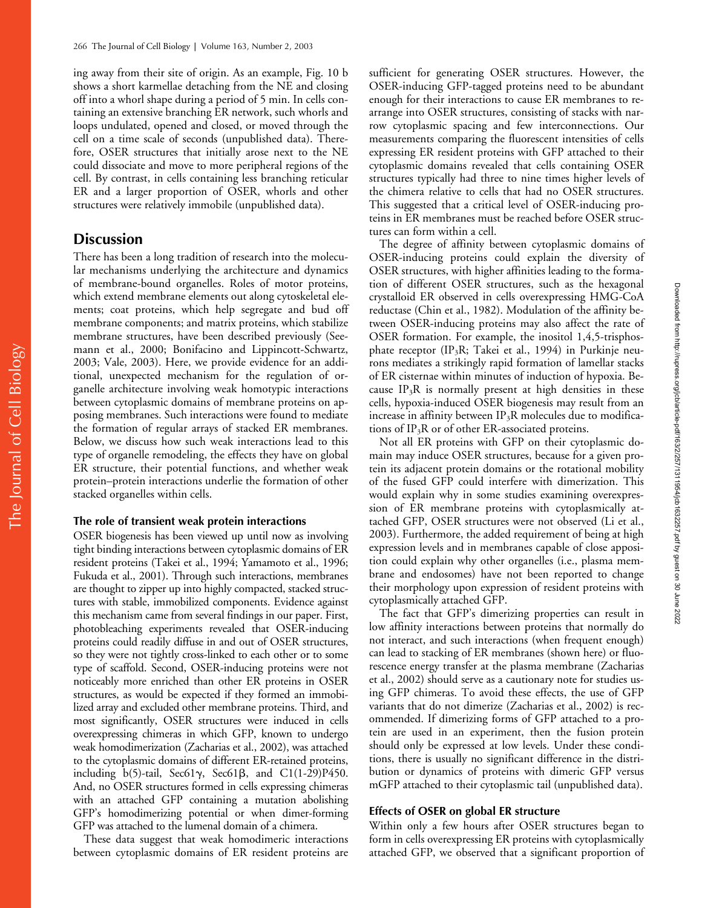ing away from their site of origin. As an example, Fig. 10 b shows a short karmellae detaching from the NE and closing off into a whorl shape during a period of 5 min. In cells containing an extensive branching ER network, such whorls and loops undulated, opened and closed, or moved through the cell on a time scale of seconds (unpublished data). Therefore, OSER structures that initially arose next to the NE could dissociate and move to more peripheral regions of the cell. By contrast, in cells containing less branching reticular ER and a larger proportion of OSER, whorls and other structures were relatively immobile (unpublished data).

## Discussion

There has been a long tradition of research into the molecular mechanisms underlying the architecture and dynamics of membrane-bound organelles. Roles of motor proteins, which extend membrane elements out along cytoskeletal elements; coat proteins, which help segregate and bud off membrane components; and matrix proteins, which stabilize membrane structures, have been described previously (Seemann et al., 2000; Bonifacino and Lippincott-Schwartz, 2003; Vale, 2003). Here, we provide evidence for an additional, unexpected mechanism for the regulation of organelle architecture involving weak homotypic interactions between cytoplasmic domains of membrane proteins on apposing membranes. Such interactions were found to mediate the formation of regular arrays of stacked ER membranes. Below, we discuss how such weak interactions lead to this type of organelle remodeling, the effects they have on global ER structure, their potential functions, and whether weak protein–protein interactions underlie the formation of other stacked organelles within cells.

### The role of transient weak protein interactions

OSER biogenesis has been viewed up until now as involving tight binding interactions between cytoplasmic domains of ER resident proteins (Takei et al., 1994; Yamamoto et al., 1996; Fukuda et al., 2001). Through such interactions, membranes are thought to zipper up into highly compacted, stacked structures with stable, immobilized components. Evidence against this mechanism came from several findings in our paper. First, photobleaching experiments revealed that OSER-inducing proteins could readily diffuse in and out of OSER structures, so they were not tightly cross-linked to each other or to some type of scaffold. Second, OSER-inducing proteins were not noticeably more enriched than other ER proteins in OSER structures, as would be expected if they formed an immobilized array and excluded other membrane proteins. Third, and most significantly, OSER structures were induced in cells overexpressing chimeras in which GFP, known to undergo weak homodimerization (Zacharias et al., 2002), was attached to the cytoplasmic domains of different ER-retained proteins, including b(5)-tail, Sec61γ, Sec61β, and C1(1-29)P450. And, no OSER structures formed in cells expressing chimeras with an attached GFP containing a mutation abolishing GFP's homodimerizing potential or when dimer-forming GFP was attached to the lumenal domain of a chimera.

These data suggest that weak homodimeric interactions between cytoplasmic domains of ER resident proteins are sufficient for generating OSER structures. However, the OSER-inducing GFP-tagged proteins need to be abundant enough for their interactions to cause ER membranes to rearrange into OSER structures, consisting of stacks with narrow cytoplasmic spacing and few interconnections. Our measurements comparing the fluorescent intensities of cells expressing ER resident proteins with GFP attached to their cytoplasmic domains revealed that cells containing OSER structures typically had three to nine times higher levels of the chimera relative to cells that had no OSER structures. This suggested that a critical level of OSER-inducing proteins in ER membranes must be reached before OSER structures can form within a cell.

The degree of affinity between cytoplasmic domains of OSER-inducing proteins could explain the diversity of OSER structures, with higher affinities leading to the formation of different OSER structures, such as the hexagonal crystalloid ER observed in cells overexpressing HMG-CoA reductase (Chin et al., 1982). Modulation of the affinity between OSER-inducing proteins may also affect the rate of OSER formation. For example, the inositol 1,4,5-trisphosphate receptor ($IP_3R$; Takei et al., 1994) in Purkinje neurons mediates a strikingly rapid formation of lamellar stacks of ER cisternae within minutes of induction of hypoxia. Because $IP_3R$ is normally present at high densities in these cells, hypoxia-induced OSER biogenesis may result from an increase in affinity between $IP_3R$ molecules due to modifications of $IP_3R$ or of other ER-associated proteins.

Not all ER proteins with GFP on their cytoplasmic domain may induce OSER structures, because for a given protein its adjacent protein domains or the rotational mobility of the fused GFP could interfere with dimerization. This would explain why in some studies examining overexpression of ER membrane proteins with cytoplasmically attached GFP, OSER structures were not observed (Li et al., 2003). Furthermore, the added requirement of being at high expression levels and in membranes capable of close apposition could explain why other organelles (i.e., plasma membrane and endosomes) have not been reported to change their morphology upon expression of resident proteins with cytoplasmically attached GFP.

The fact that GFP's dimerizing properties can result in low affinity interactions between proteins that normally do not interact, and such interactions (when frequent enough) can lead to stacking of ER membranes (shown here) or fluorescence energy transfer at the plasma membrane (Zacharias et al., 2002) should serve as a cautionary note for studies using GFP chimeras. To avoid these effects, the use of GFP variants that do not dimerize (Zacharias et al., 2002) is recommended. If dimerizing forms of GFP attached to a protein are used in an experiment, then the fusion protein should only be expressed at low levels. Under these conditions, there is usually no significant difference in the distribution or dynamics of proteins with dimeric GFP versus mGFP attached to their cytoplasmic tail (unpublished data).

### Effects of OSER on global ER structure

Within only a few hours after OSER structures began to form in cells overexpressing ER proteins with cytoplasmically attached GFP, we observed that a significant proportion of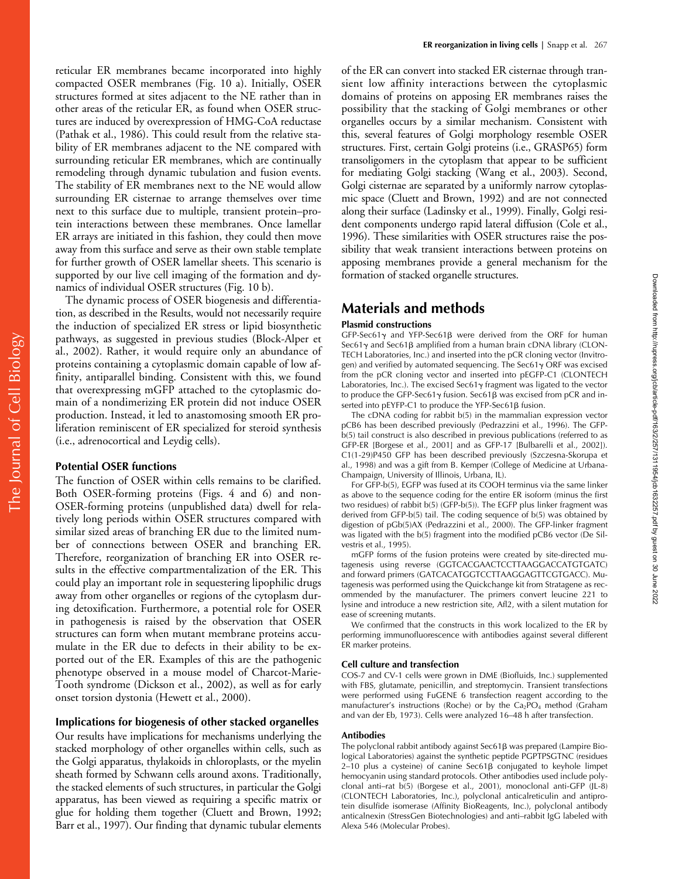reticular ER membranes became incorporated into highly compacted OSER membranes (Fig. 10 a). Initially, OSER structures formed at sites adjacent to the NE rather than in other areas of the reticular ER, as found when OSER structures are induced by overexpression of HMG-CoA reductase (Pathak et al., 1986). This could result from the relative stability of ER membranes adjacent to the NE compared with surrounding reticular ER membranes, which are continually remodeling through dynamic tubulation and fusion events. The stability of ER membranes next to the NE would allow surrounding ER cisternae to arrange themselves over time next to this surface due to multiple, transient protein–protein interactions between these membranes. Once lamellar ER arrays are initiated in this fashion, they could then move away from this surface and serve as their own stable template for further growth of OSER lamellar sheets. This scenario is supported by our live cell imaging of the formation and dynamics of individual OSER structures (Fig. 10 b).

The dynamic process of OSER biogenesis and differentiation, as described in the Results, would not necessarily require the induction of specialized ER stress or lipid biosynthetic pathways, as suggested in previous studies (Block-Alper et al., 2002). Rather, it would require only an abundance of proteins containing a cytoplasmic domain capable of low affinity, antiparallel binding. Consistent with this, we found that overexpressing mGFP attached to the cytoplasmic domain of a nondimerizing ER protein did not induce OSER production. Instead, it led to anastomosing smooth ER proliferation reminiscent of ER specialized for steroid synthesis (i.e., adrenocortical and Leydig cells).

### Potential OSER functions

The function of OSER within cells remains to be clarified. Both OSER-forming proteins (Figs. 4 and 6) and non-OSER-forming proteins (unpublished data) dwell for relatively long periods within OSER structures compared with similar sized areas of branching ER due to the limited number of connections between OSER and branching ER. Therefore, reorganization of branching ER into OSER results in the effective compartmentalization of the ER. This could play an important role in sequestering lipophilic drugs away from other organelles or regions of the cytoplasm during detoxification. Furthermore, a potential role for OSER in pathogenesis is raised by the observation that OSER structures can form when mutant membrane proteins accumulate in the ER due to defects in their ability to be exported out of the ER. Examples of this are the pathogenic phenotype observed in a mouse model of Charcot-Marie-Tooth syndrome (Dickson et al., 2002), as well as for early onset torsion dystonia (Hewett et al., 2000).

### Implications for biogenesis of other stacked organelles

Our results have implications for mechanisms underlying the stacked morphology of other organelles within cells, such as the Golgi apparatus, thylakoids in chloroplasts, or the myelin sheath formed by Schwann cells around axons. Traditionally, the stacked elements of such structures, in particular the Golgi apparatus, has been viewed as requiring a specific matrix or glue for holding them together (Cluett and Brown, 1992; Barr et al., 1997). Our finding that dynamic tubular elements of the ER can convert into stacked ER cisternae through transient low affinity interactions between the cytoplasmic domains of proteins on apposing ER membranes raises the possibility that the stacking of Golgi membranes or other organelles occurs by a similar mechanism. Consistent with this, several features of Golgi morphology resemble OSER structures. First, certain Golgi proteins (i.e., GRASP65) form transoligomers in the cytoplasm that appear to be sufficient for mediating Golgi stacking (Wang et al., 2003). Second, Golgi cisternae are separated by a uniformly narrow cytoplasmic space (Cluett and Brown, 1992) and are not connected along their surface (Ladinsky et al., 1999). Finally, Golgi resident components undergo rapid lateral diffusion (Cole et al., 1996). These similarities with OSER structures raise the possibility that weak transient interactions between proteins on apposing membranes provide a general mechanism for the formation of stacked organelle structures.

## Materials and methods

### Plasmid constructions

GFP-Sec61γ and YFP-Sec61β were derived from the ORF for human Sec61γ and Sec61β amplified from a human brain cDNA library (CLONTECH Laboratories, Inc.) and inserted into the pCR cloning vector (Invitrogen) and verified by automated sequencing. The Sec61γ ORF was excised from the pCR cloning vector and inserted into pEGFP-C1 (CLONTECH Laboratories, Inc.). The excised Sec61γ fragment was ligated to the vector to produce the GFP-Sec61γ fusion. Sec61β was excised from pCR and inserted into pEYFP-C1 to produce the YFP-Sec61β fusion.

The cDNA coding for rabbit b(5) in the mammalian expression vector pCB6 has been described previously (Pedrazzini et al., 1996). The GFP-b(5) tail construct is also described in previous publications (referred to as GFP-ER [Borgese et al., 2001] and as GFP-17 [Bulbarelli et al., 2002]). C1(1-29)P450 GFP has been described previously (Szczesna-Skorupa et al., 1998) and was a gift from B. Kemper (College of Medicine at Urbana-Champaign, University of Illinois, Urbana, IL).

For GFP-b(5), EGFP was fused at its COOH terminus via the same linker as above to the sequence coding for the entire ER isoform (minus the first two residues) of rabbit b(5) (GFP-b(5)). The EGFP plus linker fragment was derived from GFP-b(5) tail. The coding sequence of b(5) was obtained by digestion of pGb(5)AX (Pedrazzini et al., 2000). The GFP-linker fragment was ligated with the b(5) fragment into the modified pCB6 vector (De Silvestris et al., 1995).

mGFP forms of the fusion proteins were created by site-directed mutagenesis using reverse (GGTCACGAACTCCTTAAGGACCATGTGATC) and forward primers (GATCACATGGTCCTTAAGGAGTTCGTGACC). Mutagenesis was performed using the Quickchange kit from Stratagene as recommended by the manufacturer. The primers convert leucine 221 to lysine and introduce a new restriction site, Afl2, with a silent mutation for ease of screening mutants.

We confirmed that the constructs in this work localized to the ER by performing immunofluorescence with antibodies against several different ER marker proteins.

### Cell culture and transfection

COS-7 and CV-1 cells were grown in DME (Biofluids, Inc.) supplemented with FBS, glutamate, penicillin, and streptomycin. Transient transfections were performed using FuGENE 6 transfection reagent according to the manufacturer's instructions (Roche) or by the $Ca_2PO_4$ method (Graham and van der Eb, 1973). Cells were analyzed 16–48 h after transfection.

### Antibodies

The polyclonal rabbit antibody against Sec61β was prepared (Lampire Biological Laboratories) against the synthetic peptide PGPTPSGTNC (residues 2–10 plus a cysteine) of canine Sec61β conjugated to keyhole limpet hemocyanin using standard protocols. Other antibodies used include polyclonal anti–rat b(5) (Borgese et al., 2001), monoclonal anti-GFP (JL-8) (CLONTECH Laboratories, Inc.), polyclonal anticalreticulin and antiprotein disulfide isomerase (Affinity BioReagents, Inc.), polyclonal antibody anticalnexin (StressGen Biotechnologies) and anti–rabbit IgG labeled with Alexa 546 (Molecular Probes).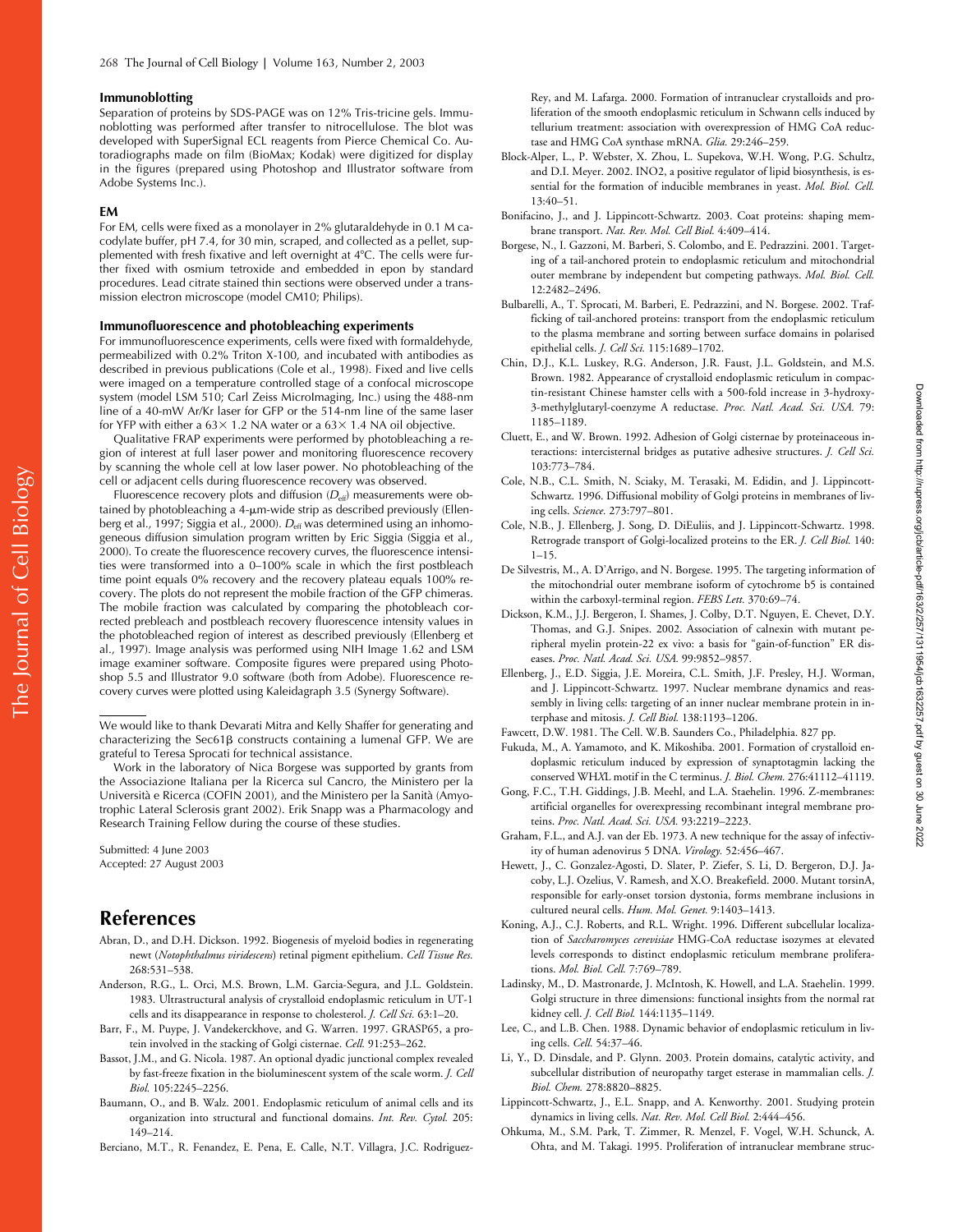### Immunoblotting

Separation of proteins by SDS-PAGE was on 12% Tris-tricine gels. Immunoblotting was performed after transfer to nitrocellulose. The blot was developed with SuperSignal ECL reagents from Pierce Chemical Co. Autoradiographs made on film (BioMax; Kodak) were digitized for display in the figures (prepared using Photoshop and Illustrator software from Adobe Systems Inc.).

### EM

For EM, cells were fixed as a monolayer in 2% glutaraldehyde in 0.1 M cacodylate buffer, pH 7.4, for 30 min, scraped, and collected as a pellet, supplemented with fresh fixative and left overnight at 4°C. The cells were further fixed with osmium tetroxide and embedded in epon by standard procedures. Lead citrate stained thin sections were observed under a transmission electron microscope (model CM10; Philips).

### Immunofluorescence and photobleaching experiments

For immunofluorescence experiments, cells were fixed with formaldehyde, permeabilized with 0.2% Triton X-100, and incubated with antibodies as described in previous publications (Cole et al., 1998). Fixed and live cells were imaged on a temperature controlled stage of a confocal microscope system (model LSM 510; Carl Zeiss MicroImaging, Inc.) using the 488-nm line of a 40-mW Ar/Kr laser for GFP or the 514-nm line of the same laser for YFP with either a 63× 1.2 NA water or a 63× 1.4 NA oil objective.

Qualitative FRAP experiments were performed by photobleaching a region of interest at full laser power and monitoring fluorescence recovery by scanning the whole cell at low laser power. No photobleaching of the cell or adjacent cells during fluorescence recovery was observed.

Fluorescence recovery plots and diffusion ($D_{eff}$) measurements were obtained by photobleaching a 4-μm-wide strip as described previously (Ellenberg et al., 1997; Siggia et al., 2000). $D_{eff}$ was determined using an inhomogeneous diffusion simulation program written by Eric Siggia (Siggia et al., 2000). To create the fluorescence recovery curves, the fluorescence intensities were transformed into a 0–100% scale in which the first postbleach time point equals 0% recovery and the recovery plateau equals 100% recovery. The plots do not represent the mobile fraction of the GFP chimeras. The mobile fraction was calculated by comparing the photobleach corrected prebleach and postbleach recovery fluorescence intensity values in the photobleached region of interest as described previously (Ellenberg et al., 1997). Image analysis was performed using NIH Image 1.62 and LSM image examiner software. Composite figures were prepared using Photoshop 5.5 and Illustrator 9.0 software (both from Adobe). Fluorescence recovery curves were plotted using Kaleidagraph 3.5 (Synergy Software).

---

We would like to thank Devarati Mitra and Kelly Shaffer for generating and characterizing the Sec61β constructs containing a lumenal GFP. We are grateful to Teresa Sprocati for technical assistance.

Work in the laboratory of Nica Borgese was supported by grants from the Associazione Italiana per la Ricerca sul Cancro, the Ministero per the Università e Ricerca (COFIN 2001), and the Ministero per la Sanità (Amyotrophic Lateral Sclerosis grant 2002). Erik Snapp was a Pharmacology and Research Training Fellow during the course of these studies.

Submitted: 4 June 2003
Accepted: 27 August 2003

## References

Abran, D., and D.H. Dickson. 1992. Biogenesis of myeloid bodies in regenerating newt (*Notophthalmus viridescens*) retinal pigment epithelium. *Cell Tissue Res.* 268:531–538.

Anderson, R.G., L. Orci, M.S. Brown, L.M. Garcia-Segura, and J.L. Goldstein. 1983. Ultrastructural analysis of crystalloid endoplasmic reticulum in UT-1 cells and its disappearance in response to cholesterol. *J. Cell Sci.* 63:1–20.

Barr, F., M. Puype, J. Vandekerckhove, and G. Warren. 1997. GRASP65, a protein involved in the stacking of Golgi cisternae. *Cell.* 91:253–262.

Bassot, J.M., and G. Nicola. 1987. An optional dyadic junctional complex revealed by fast-freeze fixation in the bioluminescent system of the scale worm. *J. Cell Biol.* 105:2245–2256.

Baumann, O., and B. Walz. 2001. Endoplasmic reticulum of animal cells and its organization into structural and functional domains. *Int. Rev. Cytol.* 205: 149–214.

Berciano, M.T., R. Fenandez, E. Pena, E. Calle, N.T. Villagra, J.C. Rodriguez-Rey, and M. Lafarga. 2000. Formation of intranuclear crystalloids and proliferation of the smooth endoplasmic reticulum in Schwann cells induced by tellurium treatment: association with overexpression of HMG CoA reductase and HMG CoA synthase mRNA. *Glia.* 29:246–259.

Block-Alper, L., P. Webster, X. Zhou, L. Supekova, W.H. Wong, P.G. Schultz, and D.I. Meyer. 2002. INO2, a positive regulator of lipid biosynthesis, is essential for the formation of inducible membranes in yeast. *Mol. Biol. Cell.* 13:40–51.

Bonifacino, J., and J. Lippincott-Schwartz. 2003. Coat proteins: shaping membrane transport. *Nat. Rev. Mol. Cell Biol.* 4:409–414.

Borgese, N., I. Gazzoni, M. Barberi, S. Colombo, and E. Pedrazzini. 2001. Targeting of a tail-anchored protein to endoplasmic reticulum and mitochondrial outer membrane by independent but competing pathways. *Mol. Biol. Cell.* 12:2482–2496.

Bulbarelli, A., T. Sprocati, M. Barberi, E. Pedrazzini, and N. Borgese. 2002. Trafficking of tail-anchored proteins: transport from the endoplasmic reticulum to the plasma membrane and sorting between surface domains in polarised epithelial cells. *J. Cell Sci.* 115:1689–1702.

Chin, D.J., K.L. Luskey, R.G. Anderson, J.R. Faust, J.L. Goldstein, and M.S. Brown. 1982. Appearance of crystalloid endoplasmic reticulum in compactin-resistant Chinese hamster cells with a 500-fold increase in 3-hydroxy-3-methylglutaryl-coenzyme A reductase. *Proc. Natl. Acad. Sci. USA.* 79: 1185–1189.

Cluett, E., and W. Brown. 1992. Adhesion of Golgi cisternae by proteinaceous interactions: intercisternal bridges as putative adhesive structures. *J. Cell Sci.* 103:773–784.

Cole, N.B., C.L. Smith, N. Sciaky, M. Terasaki, M. Edidin, and J. Lippincott-Schwartz. 1996. Diffusional mobility of Golgi proteins in membranes of living cells. *Science.* 273:797–801.

Cole, N.B., J. Ellenberg, J. Song, D. DiEuliis, and J. Lippincott-Schwartz. 1998. Retrograde transport of Golgi-localized proteins to the ER. *J. Cell Biol.* 140: 1–15.

De Silvestris, M., A. D'Arrigo, and N. Borgese. 1995. The targeting information of the mitochondrial outer membrane isoform of cytochrome b5 is contained within the carboxyl-terminal region. *FEBS Lett.* 370:69–74.

Dickson, K.M., J.J. Bergeron, I. Shames, J. Colby, D.T. Nguyen, E. Chevet, D.Y. Thomas, and G.J. Snipes. 2002. Association of calnexin with mutant peripheral myelin protein-22 ex vivo: a basis for "gain-of-function" ER diseases. *Proc. Natl. Acad. Sci. USA.* 99:9852–9857.

Ellenberg, J., E.D. Siggia, J.E. Moreira, C.L. Smith, J.F. Presley, H.J. Worman, and J. Lippincott-Schwartz. 1997. Nuclear membrane dynamics and reassembly in living cells: targeting of an inner nuclear membrane protein in interphase and mitosis. *J. Cell Biol.* 138:1193–1206.

Fawcett, D.W. 1981. The Cell. W.B. Saunders Co., Philadelphia. 827 pp.

Fukuda, M., A. Yamamoto, and K. Mikoshiba. 2001. Formation of crystalloid endoplasmic reticulum induced by expression of synaptotagmin lacking the conserved WHXL motif in the C terminus. *J. Biol. Chem.* 276:41112–41119.

Gong, F.C., T.H. Giddings, J.B. Meehl, and L.A. Staehelin. 1996. Z-membranes: artificial organelles for overexpressing recombinant integral membrane proteins. *Proc. Natl. Acad. Sci. USA.* 93:2219–2223.

Graham, F.L., and A.J. van der Eb. 1973. A new technique for the assay of infectivity of human adenovirus 5 DNA. *Virology.* 52:456–467.

Hewett, J., C. Gonzalez-Agosti, D. Slater, P. Ziefer, S. Li, D. Bergeron, D.J. Jacoby, L.J. Ozelius, V. Ramesh, and X.O. Breakefield. 2000. Mutant torsinA, responsible for early-onset torsion dystonia, forms membrane inclusions in cultured neural cells. *Hum. Mol. Genet.* 9:1403–1413.

Koning, A.J., C.J. Roberts, and R.L. Wright. 1996. Different subcellular localization of *Saccharomyces cerevisiae* HMG-CoA reductase isozymes at elevated levels corresponds to distinct endoplasmic reticulum membrane proliferations. *Mol. Biol. Cell.* 7:769–789.

Ladinsky, M., D. Mastronarde, J. McIntosh, K. Howell, and L.A. Staehelin. 1999. Golgi structure in three dimensions: functional insights from the normal rat kidney cell. *J. Cell Biol.* 144:1135–1149.

Lee, C., and L.B. Chen. 1988. Dynamic behavior of endoplasmic reticulum in living cells. *Cell.* 54:37–46.

Li, Y., D. Dinsdale, and P. Glynn. 2003. Protein domains, catalytic activity, and subcellular distribution of neuropathy target esterase in mammalian cells. *J. Biol. Chem.* 278:8820–8825.

Lippincott-Schwartz, J., E.L. Snapp, and A. Kenworthy. 2001. Studying protein dynamics in living cells. *Nat. Rev. Mol. Cell Biol.* 2:444–456.

Ohkuma, M., S.M. Park, T. Zimmer, R. Menzel, F. Vogel, W.H. Schunck, A. Ohta, and M. Takagi. 1995. Proliferation of intranuclear membrane struc-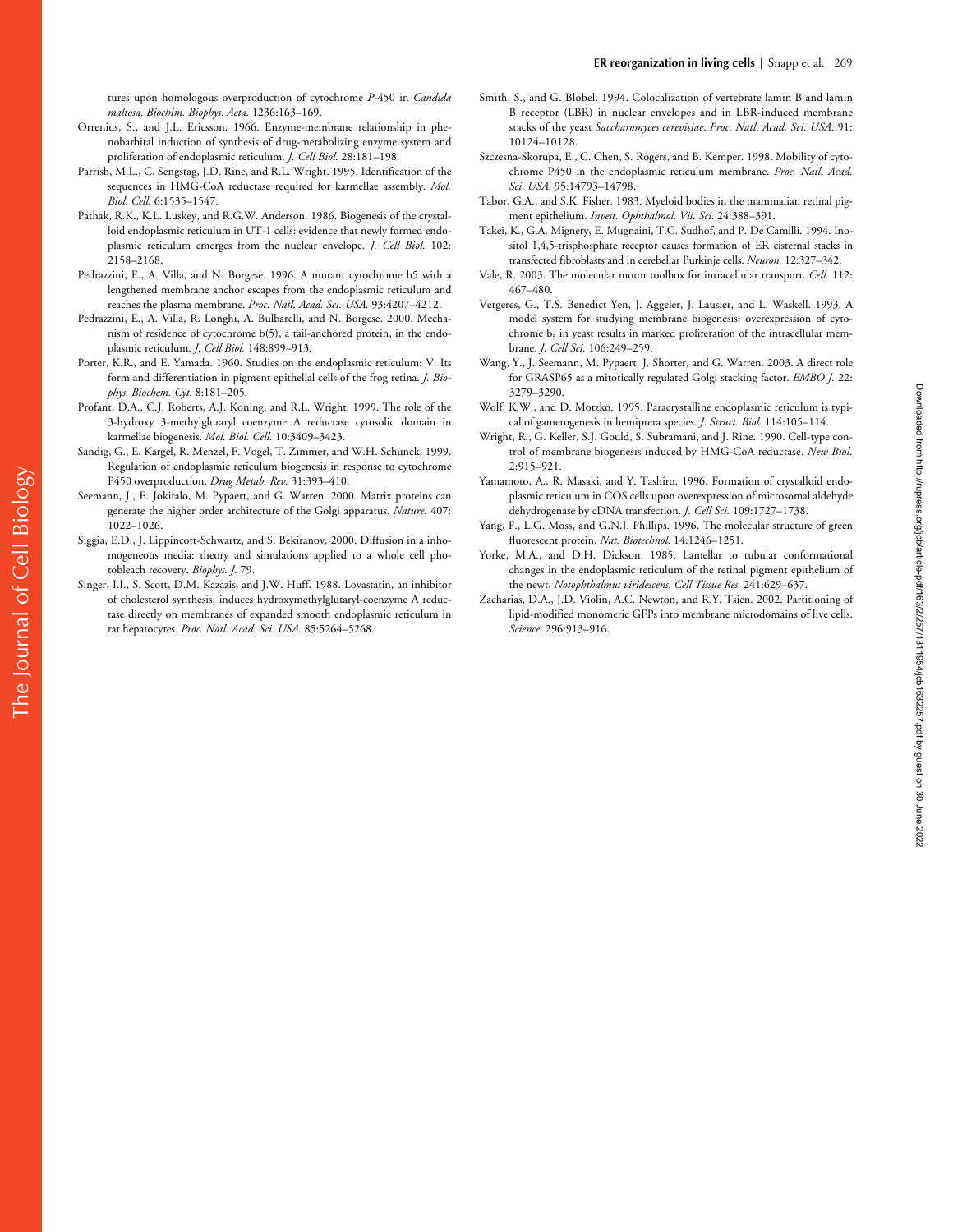tures upon homologous overproduction of cytochrome *P*-450 in *Candida maltosa*. *Biochim. Biophys. Acta.* 1236:163–169.

Orrenius, S., and J.L. Ericsson. 1966. Enzyme-membrane relationship in phenobarbital induction of synthesis of drug-metabolizing enzyme system and proliferation of endoplasmic reticulum. *J. Cell Biol.* 28:181–198.

Parrish, M.L., C. Sengstag, J.D. Rine, and R.L. Wright. 1995. Identification of the sequences in HMG-CoA reductase required for karmellae assembly. *Mol. Biol. Cell.* 6:1535–1547.

Pathak, R.K., K.L. Luskey, and R.G.W. Anderson. 1986. Biogenesis of the crystalloid endoplasmic reticulum in UT-1 cells: evidence that newly formed endoplasmic reticulum emerges from the nuclear envelope. *J. Cell Biol.* 102: 2158–2168.

Pedrazzini, E., A. Villa, and N. Borgese. 1996. A mutant cytochrome b5 with a lengthened membrane anchor escapes from the endoplasmic reticulum and reaches the plasma membrane. *Proc. Natl. Acad. Sci. USA.* 93:4207–4212.

Pedrazzini, E., A. Villa, R. Longhi, A. Bulbarelli, and N. Borgese. 2000. Mechanism of residence of cytochrome b(5), a tail-anchored protein, in the endoplasmic reticulum. *J. Cell Biol.* 148:899–913.

Porter, K.R., and E. Yamada. 1960. Studies on the endoplasmic reticulum: V. Its form and differentiation in pigment epithelial cells of the frog retina. *J. Biophys. Biochem. Cyt.* 8:181–205.

Profant, D.A., C.J. Roberts, A.J. Koning, and R.L. Wright. 1999. The role of the 3-hydroxy 3-methylglutaryl coenzyme A reductase cytosolic domain in karmellae biogenesis. *Mol. Biol. Cell.* 10:3409–3423.

Sandig, G., E. Kargel, R. Menzel, F. Vogel, T. Zimmer, and W.H. Schunck. 1999. Regulation of endoplasmic reticulum biogenesis in response to cytochrome P450 overproduction. *Drug Metab. Rev.* 31:393–410.

Seemann, J., E. Jokitalo, M. Pypaert, and G. Warren. 2000. Matrix proteins can generate the higher order architecture of the Golgi apparatus. *Nature.* 407: 1022–1026.

Siggia, E.D., J. Lippincott-Schwartz, and S. Bekiranov. 2000. Diffusion in a inhomogeneous media: theory and simulations applied to a whole cell photobleach recovery. *Biophys. J.* 79.

Singer, I.I., S. Scott, D.M. Kazazis, and J.W. Huff. 1988. Lovastatin, an inhibitor of cholesterol synthesis, induces hydroxymethylglutaryl-coenzyme A reductase directly on membranes of expanded smooth endoplasmic reticulum in rat hepatocytes. *Proc. Natl. Acad. Sci. USA.* 85:5264–5268.

Smith, S., and G. Blobel. 1994. Colocalization of vertebrate lamin B and lamin B receptor (LBR) in nuclear envelopes and in LBR-induced membrane stacks of the yeast *Saccharomyces cerevisiae*. *Proc. Natl. Acad. Sci. USA.* 91: 10124–10128.

Szczesna-Skorupa, E., C. Chen, S. Rogers, and B. Kemper. 1998. Mobility of cytochrome P450 in the endoplasmic reticulum membrane. *Proc. Natl. Acad. Sci. USA.* 95:14793–14798.

Tabor, G.A., and S.K. Fisher. 1983. Myeloid bodies in the mammalian retinal pigment epithelium. *Invest. Ophthalmol. Vis. Sci.* 24:388–391.

Takei, K., G.A. Mignery, E. Mugnaini, T.C. Sudhof, and P. De Camilli. 1994. Inositol 1,4,5-trisphosphate receptor causes formation of ER cisternal stacks in transfected fibroblasts and in cerebellar Purkinje cells. *Neuron.* 12:327–342.

Vale, R. 2003. The molecular motor toolbox for intracellular transport. *Cell.* 112: 467–480.

Vergeres, G., T.S. Benedict Yen, J. Aggeler, J. Lausier, and L. Waskell. 1993. A model system for studying membrane biogenesis: overexpression of cytochrome $b_5$ in yeast results in marked proliferation of the intracellular membrane. *J. Cell Sci.* 106:249–259.

Wang, Y., J. Seemann, M. Pypaert, J. Shorter, and G. Warren. 2003. A direct role for GRASP65 as a mitotically regulated Golgi stacking factor. *EMBO J.* 22: 3279–3290.

Wolf, K.W., and D. Motzko. 1995. Paracrystalline endoplasmic reticulum is typical of gametogenesis in hemiptera species. *J. Struct. Biol.* 114:105–114.

Wright, R., G. Keller, S.J. Gould, S. Subramani, and J. Rine. 1990. Cell-type control of membrane biogenesis induced by HMG-CoA reductase. *New Biol.* 2:915–921.

Yamamoto, A., R. Masaki, and Y. Tashiro. 1996. Formation of crystalloid endoplasmic reticulum in COS cells upon overexpression of microsomal aldehyde dehydrogenase by cDNA transfection. *J. Cell Sci.* 109:1727–1738.

Yang, F., L.G. Moss, and G.N.J. Phillips. 1996. The molecular structure of green fluorescent protein. *Nat. Biotechnol.* 14:1246–1251.

Yorke, M.A., and D.H. Dickson. 1985. Lamellar to tubular conformational changes in the endoplasmic reticulum of the retinal pigment epithelium of the newt, *Notophthalmus viridescens*. *Cell Tissue Res.* 241:629–637.

Zacharias, D.A., J.D. Violin, A.C. Newton, and R.Y. Tsien. 2002. Partitioning of lipid-modified monomeric GFPs into membrane microdomains of live cells. *Science.* 296:913–916.